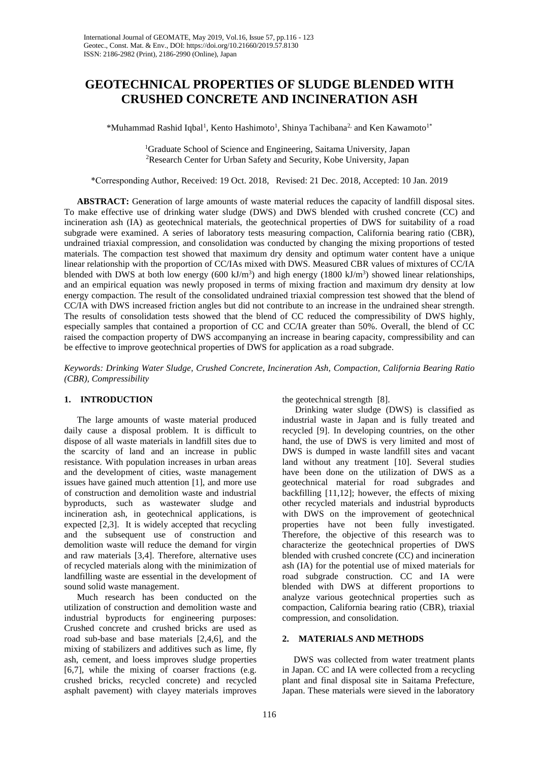# GEOTECHNICAL PROPERTIES OF SLUDGE BLENDED WITH CRUSHED CONCRETE AND INCINERATION ASH

*Muhammad Rashid Iqbal[1], Kento Hashimoto[1], Shinya Tachibana[2] and Ken Kawamoto[1*]

[1]Graduate School of Science and Engineering, Saitama University, Japan
[2]Research Center for Urban Safety and Security, Kobe University, Japan

*Corresponding Author, Received: 19 Oct. 2018, Revised: 21 Dec. 2018, Accepted: 10 Jan. 2019

**ABSTRACT:** Generation of large amounts of waste material reduces the capacity of landfill disposal sites. To make effective use of drinking water sludge (DWS) and DWS blended with crushed concrete (CC) and incineration ash (IA) as geotechnical materials, the geotechnical properties of DWS for suitability of a road subgrade were examined. A series of laboratory tests measuring compaction, California bearing ratio (CBR), undrained triaxial compression, and consolidation was conducted by changing the mixing proportions of tested materials. The compaction test showed that maximum dry density and optimum water content have a unique linear relationship with the proportion of CC/IAs mixed with DWS. Measured CBR values of mixtures of CC/IA blended with DWS at both low energy (600 kJ/m$^3$) and high energy (1800 kJ/m$^3$) showed linear relationships, and an empirical equation was newly proposed in terms of mixing fraction and maximum dry density at low energy compaction. The result of the consolidated undrained triaxial compression test showed that the blend of CC/IA with DWS increased friction angles but did not contribute to an increase in the undrained shear strength. The results of consolidation tests showed that the blend of CC reduced the compressibility of DWS highly, especially samples that contained a proportion of CC and CC/IA greater than 50%. Overall, the blend of CC raised the compaction property of DWS accompanying an increase in bearing capacity, compressibility and can be effective to improve geotechnical properties of DWS for application as a road subgrade.

*Keywords: Drinking Water Sludge, Crushed Concrete, Incineration Ash, Compaction, California Bearing Ratio (CBR), Compressibility*

## 1. INTRODUCTION

The large amounts of waste material produced daily cause a disposal problem. It is difficult to dispose of all waste materials in landfill sites due to the scarcity of land and an increase in public resistance. With population increases in urban areas and the development of cities, waste management issues have gained much attention [1], and more use of construction and demolition waste and industrial byproducts, such as wastewater sludge and incineration ash, in geotechnical applications, is expected [2,3]. It is widely accepted that recycling and the subsequent use of construction and demolition waste will reduce the demand for virgin and raw materials [3,4]. Therefore, alternative uses of recycled materials along with the minimization of landfilling waste are essential in the development of sound solid waste management.

Much research has been conducted on the utilization of construction and demolition waste and industrial byproducts for engineering purposes: Crushed concrete and crushed bricks are used as road sub-base and base materials [2,4,6], and the mixing of stabilizers and additives such as lime, fly ash, cement, and loess improves sludge properties [6,7], while the mixing of coarser fractions (e.g. crushed bricks, recycled concrete) and recycled asphalt pavement) with clayey materials improves the geotechnical strength [8].

Drinking water sludge (DWS) is classified as industrial waste in Japan and is fully treated and recycled [9]. In developing countries, on the other hand, the use of DWS is very limited and most of DWS is dumped in waste landfill sites and vacant land without any treatment [10]. Several studies have been done on the utilization of DWS as a geotechnical material for road subgrades and backfilling [11,12]; however, the effects of mixing other recycled materials and industrial byproducts with DWS on the improvement of geotechnical properties have not been fully investigated. Therefore, the objective of this research was to characterize the geotechnical properties of DWS blended with crushed concrete (CC) and incineration ash (IA) for the potential use of mixed materials for road subgrade construction. CC and IA were blended with DWS at different proportions to analyze various geotechnical properties such as compaction, California bearing ratio (CBR), triaxial compression, and consolidation.

## 2. MATERIALS AND METHODS

DWS was collected from water treatment plants in Japan. CC and IA were collected from a recycling plant and final disposal site in Saitama Prefecture, Japan. These materials were sieved in the laboratory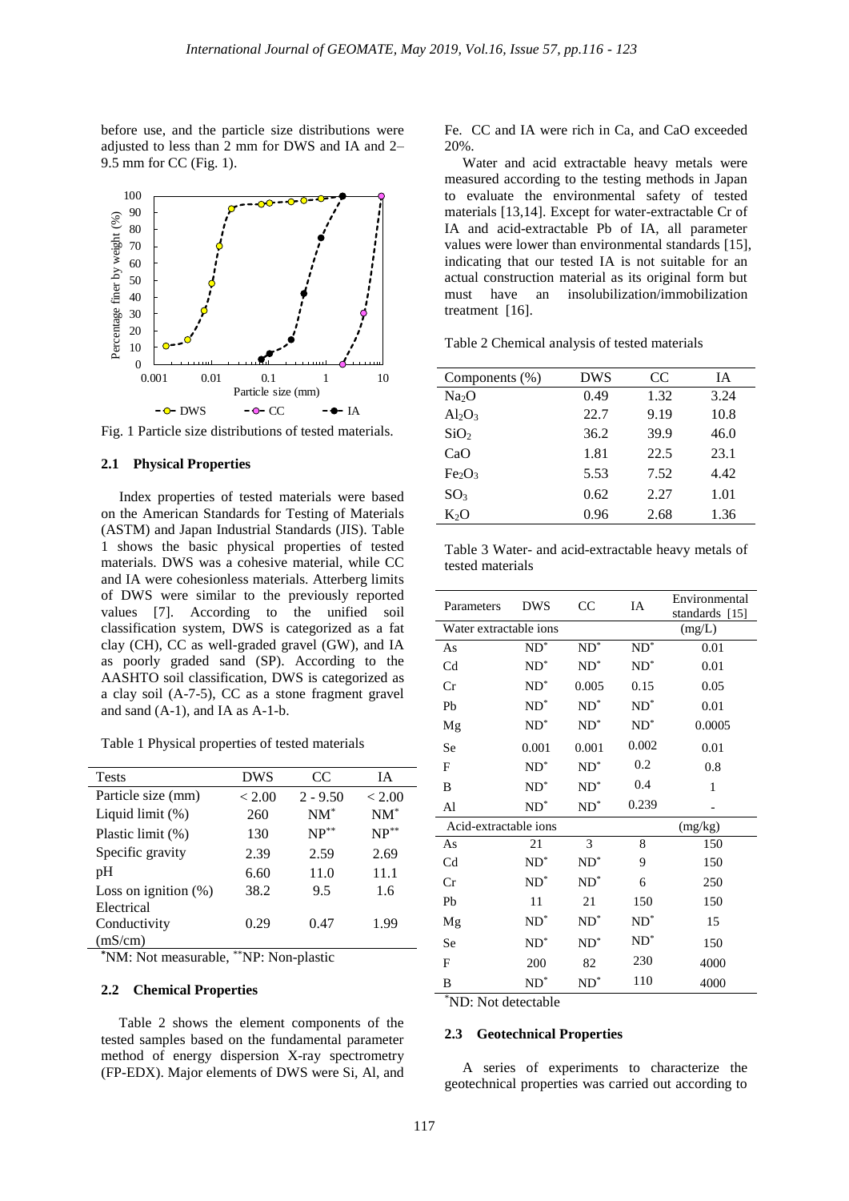before use, and the particle size distributions were adjusted to less than 2 mm for DWS and IA and 2–9.5 mm for CC (Fig. 1).

Fig. 1 Particle size distributions of tested materials.

### 2.1 Physical Properties

Index properties of tested materials were based on the American Standards for Testing of Materials (ASTM) and Japan Industrial Standards (JIS). Table 1 shows the basic physical properties of tested materials. DWS was a cohesive material, while CC and IA were cohesionless materials. Atterberg limits of DWS were similar to the previously reported values [7]. According to the unified soil classification system, DWS is categorized as a fat clay (CH), CC as well-graded gravel (GW), and IA as poorly graded sand (SP). According to the AASHTO soil classification, DWS is categorized as a clay soil (A-7-5), CC as a stone fragment gravel and sand (A-1), and IA as A-1-b.

Table 1 Physical properties of tested materials

| Tests | DWS | CC | IA |
|---|---|---|---|
| Particle size (mm) | < 2.00 | 2 - 9.50 | < 2.00 |
| Liquid limit (%) | 260 | NM* | NM* |
| Plastic limit (%) | 130 | NP** | NP** |
| Specific gravity | 2.39 | 2.59 | 2.69 |
| pH | 6.60 | 11.0 | 11.1 |
| Loss on ignition (%) | 38.2 | 9.5 | 1.6 |
| Electrical Conductivity (mS/cm) | 0.29 | 0.47 | 1.99 |

*NM: Not measurable, **NP: Non-plastic

### 2.2 Chemical Properties

Table 2 shows the element components of the tested samples based on the fundamental parameter method of energy dispersion X-ray spectrometry (FP-EDX). Major elements of DWS were Si, Al, and Fe. CC and IA were rich in Ca, and CaO exceeded 20%.

Water and acid extractable heavy metals were measured according to the testing methods in Japan to evaluate the environmental safety of tested materials [13,14]. Except for water-extractable Cr of IA and acid-extractable Pb of IA, all parameter values were lower than environmental standards [15], indicating that our tested IA is not suitable for an actual construction material as its original form but must have an insolubilization/immobilization treatment [16].

Table 2 Chemical analysis of tested materials

| Components (%) | DWS | CC | IA |
|---|---|---|---|
| $Na_2O$ | 0.49 | 1.32 | 3.24 |
| $Al_2O_3$ | 22.7 | 9.19 | 10.8 |
| $SiO_2$ | 36.2 | 39.9 | 46.0 |
| $CaO$ | 1.81 | 22.5 | 23.1 |
| $Fe_2O_3$ | 5.53 | 7.52 | 4.42 |
| $SO_3$ | 0.62 | 2.27 | 1.01 |
| $K_2O$ | 0.96 | 2.68 | 1.36 |

Table 3 Water- and acid-extractable heavy metals of tested materials

| Parameters | DWS | CC | IA | Environmental standards [15] |
|---|---|---|---|---|
| Water extractable ions | | | | (mg/L) |
| As | ND* | ND* | ND* | 0.01 |
| Cd | ND* | ND* | ND* | 0.01 |
| Cr | ND* | 0.005 | 0.15 | 0.05 |
| Pb | ND* | ND* | ND* | 0.01 |
| Mg | ND* | ND* | ND* | 0.0005 |
| Se | 0.001 | 0.001 | 0.002 | 0.01 |
| F | ND* | ND* | 0.2 | 0.8 |
| B | ND* | ND* | 0.4 | 1 |
| Al | ND* | ND* | 0.239 | - |
| Acid-extractable ions | | | | (mg/kg) |
| As | 21 | 3 | 8 | 150 |
| Cd | ND* | ND* | 9 | 150 |
| Cr | ND* | ND* | 6 | 250 |
| Pb | 11 | 21 | 150 | 150 |
| Mg | ND* | ND* | ND* | 15 |
| Se | ND* | ND* | ND* | 150 |
| F | 200 | 82 | 230 | 4000 |
| B | ND* | ND* | 110 | 4000 |

*ND: Not detectable

### 2.3 Geotechnical Properties

A series of experiments to characterize the geotechnical properties was carried out according to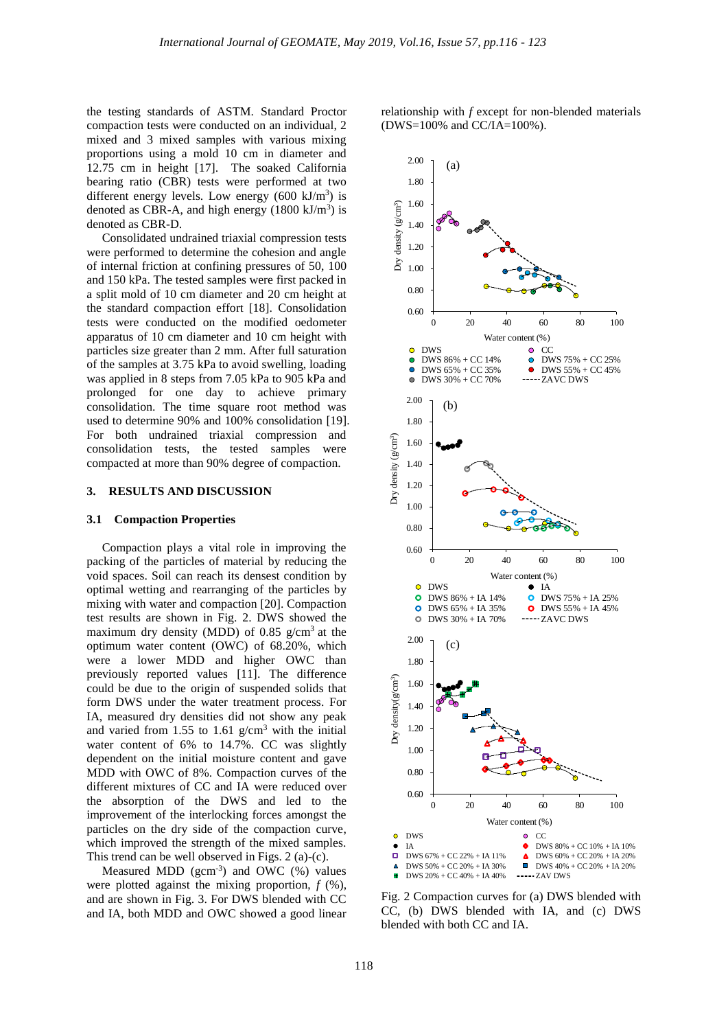the testing standards of ASTM. Standard Proctor compaction tests were conducted on an individual, 2 mixed and 3 mixed samples with various mixing proportions using a mold 10 cm in diameter and 12.75 cm in height [17]. The soaked California bearing ratio (CBR) tests were performed at two different energy levels. Low energy (600 $kJ/m^3$) is denoted as CBR-A, and high energy (1800 $kJ/m^3$) is denoted as CBR-D.

Consolidated undrained triaxial compression tests were performed to determine the cohesion and angle of internal friction at confining pressures of 50, 100 and 150 kPa. The tested samples were first packed in a split mold of 10 cm diameter and 20 cm height at the standard compaction effort [18]. Consolidation tests were conducted on the modified oedometer apparatus of 10 cm diameter and 10 cm height with particles size greater than 2 mm. After full saturation of the samples at 3.75 kPa to avoid swelling, loading was applied in 8 steps from 7.05 kPa to 905 kPa and prolonged for one day to achieve primary consolidation. The time square root method was used to determine 90% and 100% consolidation [19]. For both undrained triaxial compression and consolidation tests, the tested samples were compacted at more than 90% degree of compaction.

## 3. RESULTS AND DISCUSSION

### 3.1 Compaction Properties

Compaction plays a vital role in improving the packing of the particles of material by reducing the void spaces. Soil can reach its densest condition by optimal wetting and rearranging of the particles by mixing with water and compaction [20]. Compaction test results are shown in Fig. 2. DWS showed the maximum dry density (MDD) of 0.85 $g/cm^3$ at the optimum water content (OWC) of 68.20%, which were a lower MDD and higher OWC than previously reported values [11]. The difference could be due to the origin of suspended solids that form DWS under the water treatment process. For IA, measured dry densities did not show any peak and varied from 1.55 to 1.61 $g/cm^3$ with the initial water content of 6% to 14.7%. CC was slightly dependent on the initial moisture content and gave MDD with OWC of 8%. Compaction curves of the different mixtures of CC and IA were reduced over the absorption of the DWS and led to the improvement of the interlocking forces amongst the particles on the dry side of the compaction curve, which improved the strength of the mixed samples. This trend can be well observed in Figs. 2 (a)-(c).

Measured MDD ($gcm^{-3}$) and OWC (%) values were plotted against the mixing proportion, *f* (%), and are shown in Fig. 3. For DWS blended with CC and IA, both MDD and OWC showed a good linear relationship with *f* except for non-blended materials (DWS=100% and CC/IA=100%).

Fig. 2 Compaction curves for (a) DWS blended with CC, (b) DWS blended with IA, and (c) DWS blended with both CC and IA.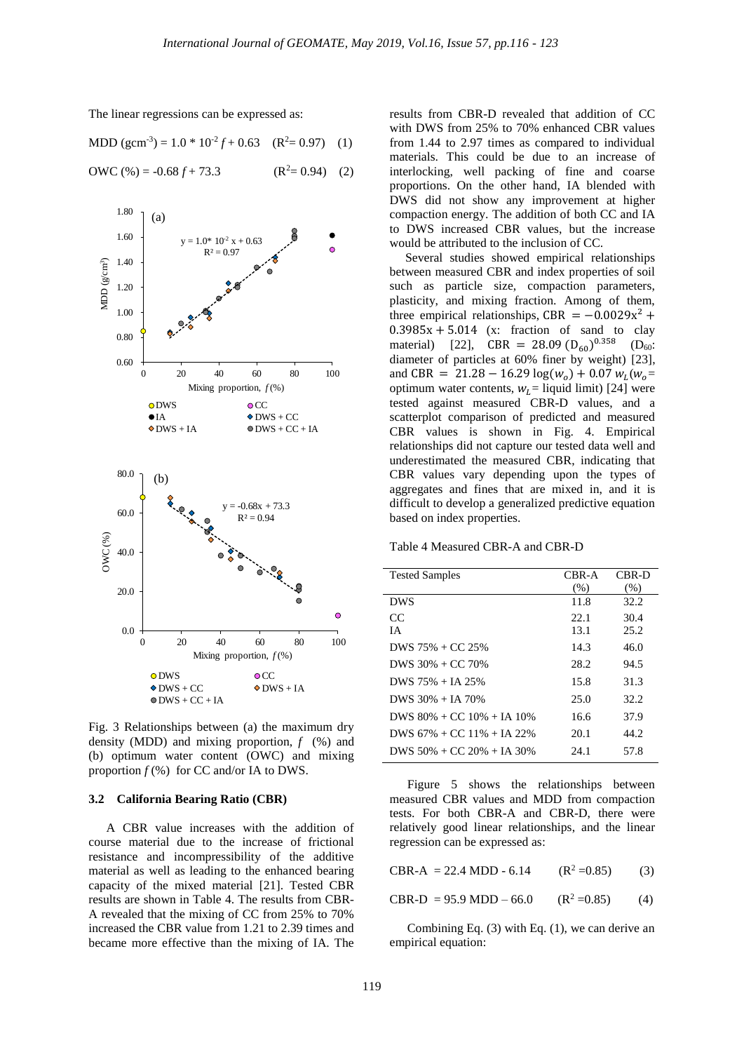The linear regressions can be expressed as:

$$\text{MDD (gcm}^{-3}) = 1.0 * 10^{-2} f + 0.63 \quad (R^2 = 0.97) \quad (1)$$

$$\text{OWC (\%)} = -0.68 f + 73.3 \quad (R^2 = 0.94) \quad (2)$$

Fig. 3 Relationships between (a) the maximum dry density (MDD) and mixing proportion, $f$ (%) and (b) optimum water content (OWC) and mixing proportion $f$ (%) for CC and/or IA to DWS.

### 3.2 California Bearing Ratio (CBR)

A CBR value increases with the addition of course material due to the increase of frictional resistance and incompressibility of the additive material as well as leading to the enhanced bearing capacity of the mixed material [21]. Tested CBR results are shown in Table 4. The results from CBR-A revealed that the mixing of CC from 25% to 70% increased the CBR value from 1.21 to 2.39 times and became more effective than the mixing of IA. The results from CBR-D revealed that addition of CC with DWS from 25% to 70% enhanced CBR values from 1.44 to 2.97 times as compared to individual materials. This could be due to an increase of interlocking, well packing of fine and coarse proportions. On the other hand, IA blended with DWS did not show any improvement at higher compaction energy. The addition of both CC and IA to DWS increased CBR values, but the increase would be attributed to the inclusion of CC.

Several studies showed empirical relationships between measured CBR and index properties of soil such as particle size, compaction parameters, plasticity, and mixing fraction. Among of them, three empirical relationships, $\text{CBR} = -0.0029x^2 + 0.3985x + 5.014$ (x: fraction of sand to clay material) [22], $\text{CBR} = 28.09\,(D_{60})^{0.358}$ ($D_{60}$: diameter of particles at 60% finer by weight) [23], and $\text{CBR} = 21.28 - 16.29\log(w_o) + 0.07\,w_L$ ($w_o$= optimum water contents, $w_L$= liquid limit) [24] were tested against measured CBR-D values, and a scatterplot comparison of predicted and measured CBR values is shown in Fig. 4. Empirical relationships did not capture our tested data well and underestimated the measured CBR, indicating that CBR values vary depending upon the types of aggregates and fines that are mixed in, and it is difficult to develop a generalized predictive equation based on index properties.

Table 4 Measured CBR-A and CBR-D

| Tested Samples | CBR-A (%) | CBR-D (%) |
|---|---|---|
| DWS | 11.8 | 32.2 |
| CC | 22.1 | 30.4 |
| IA | 13.1 | 25.2 |
| DWS 75% + CC 25% | 14.3 | 46.0 |
| DWS 30% + CC 70% | 28.2 | 94.5 |
| DWS 75% + IA 25% | 15.8 | 31.3 |
| DWS 30% + IA 70% | 25.0 | 32.2 |
| DWS 80% + CC 10% + IA 10% | 16.6 | 37.9 |
| DWS 67% + CC 11% + IA 22% | 20.1 | 44.2 |
| DWS 50% + CC 20% + IA 30% | 24.1 | 57.8 |

Figure 5 shows the relationships between measured CBR values and MDD from compaction tests. For both CBR-A and CBR-D, there were relatively good linear relationships, and the linear regression can be expressed as:

$$\text{CBR-A} = 22.4\ \text{MDD} - 6.14 \quad (R^2 = 0.85) \quad (3)$$

$$\text{CBR-D} = 95.9\ \text{MDD} - 66.0 \quad (R^2 = 0.85) \quad (4)$$

Combining Eq. (3) with Eq. (1), we can derive an empirical equation: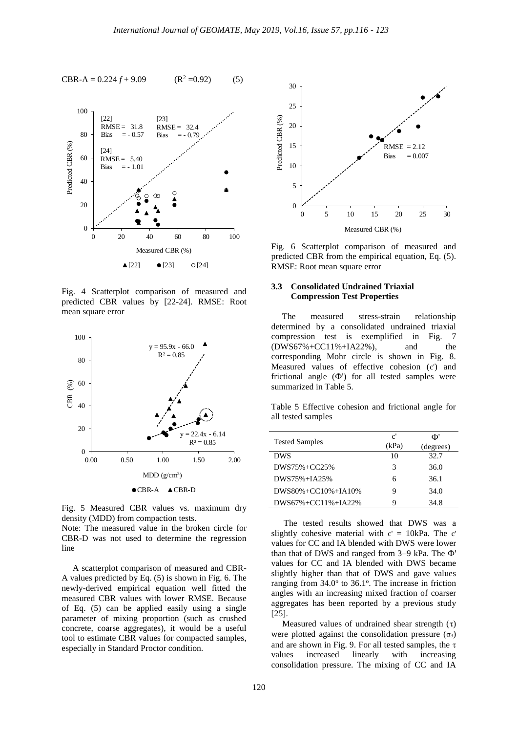$$\text{CBR-A} = 0.224 f + 9.09 \qquad (R^2 = 0.92) \qquad (5)$$

Fig. 4 Scatterplot comparison of measured and predicted CBR values by [22-24]. RMSE: Root mean square error

Fig. 5 Measured CBR values vs. maximum dry density (MDD) from compaction tests.
Note: The measured value in the broken circle for CBR-D was not used to determine the regression line

A scatterplot comparison of measured and CBR-A values predicted by Eq. (5) is shown in Fig. 6. The newly-derived empirical equation well fitted the measured CBR values with lower RMSE. Because of Eq. (5) can be applied easily using a single parameter of mixing proportion (such as crushed concrete, coarse aggregates), it would be a useful tool to estimate CBR values for compacted samples, especially in Standard Proctor condition.

Fig. 6 Scatterplot comparison of measured and predicted CBR from the empirical equation, Eq. (5). RMSE: Root mean square error

### 3.3 Consolidated Undrained Triaxial Compression Test Properties

The measured stress-strain relationship determined by a consolidated undrained triaxial compression test is exemplified in Fig. 7 (DWS67%+CC11%+IA22%), and the corresponding Mohr circle is shown in Fig. 8. Measured values of effective cohesion ($c'$) and frictional angle ($\Phi'$) for all tested samples were summarized in Table 5.

Table 5 Effective cohesion and frictional angle for all tested samples

| Tested Samples | c' (kPa) | Φ' (degrees) |
| --- | --- | --- |
| DWS | 10 | 32.7 |
| DWS75%+CC25% | 3 | 36.0 |
| DWS75%+IA25% | 6 | 36.1 |
| DWS80%+CC10%+IA10% | 9 | 34.0 |
| DWS67%+CC11%+IA22% | 9 | 34.8 |

The tested results showed that DWS was a slightly cohesive material with $c' = 10$kPa. The $c'$ values for CC and IA blended with DWS were lower than that of DWS and ranged from 3–9 kPa. The $\Phi'$ values for CC and IA blended with DWS became slightly higher than that of DWS and gave values ranging from 34.0° to 36.1°. The increase in friction angles with an increasing mixed fraction of coarser aggregates has been reported by a previous study [25].

Measured values of undrained shear strength ($\tau$) were plotted against the consolidation pressure ($\sigma_3$) and are shown in Fig. 9. For all tested samples, the $\tau$ values increased linearly with increasing consolidation pressure. The mixing of CC and IA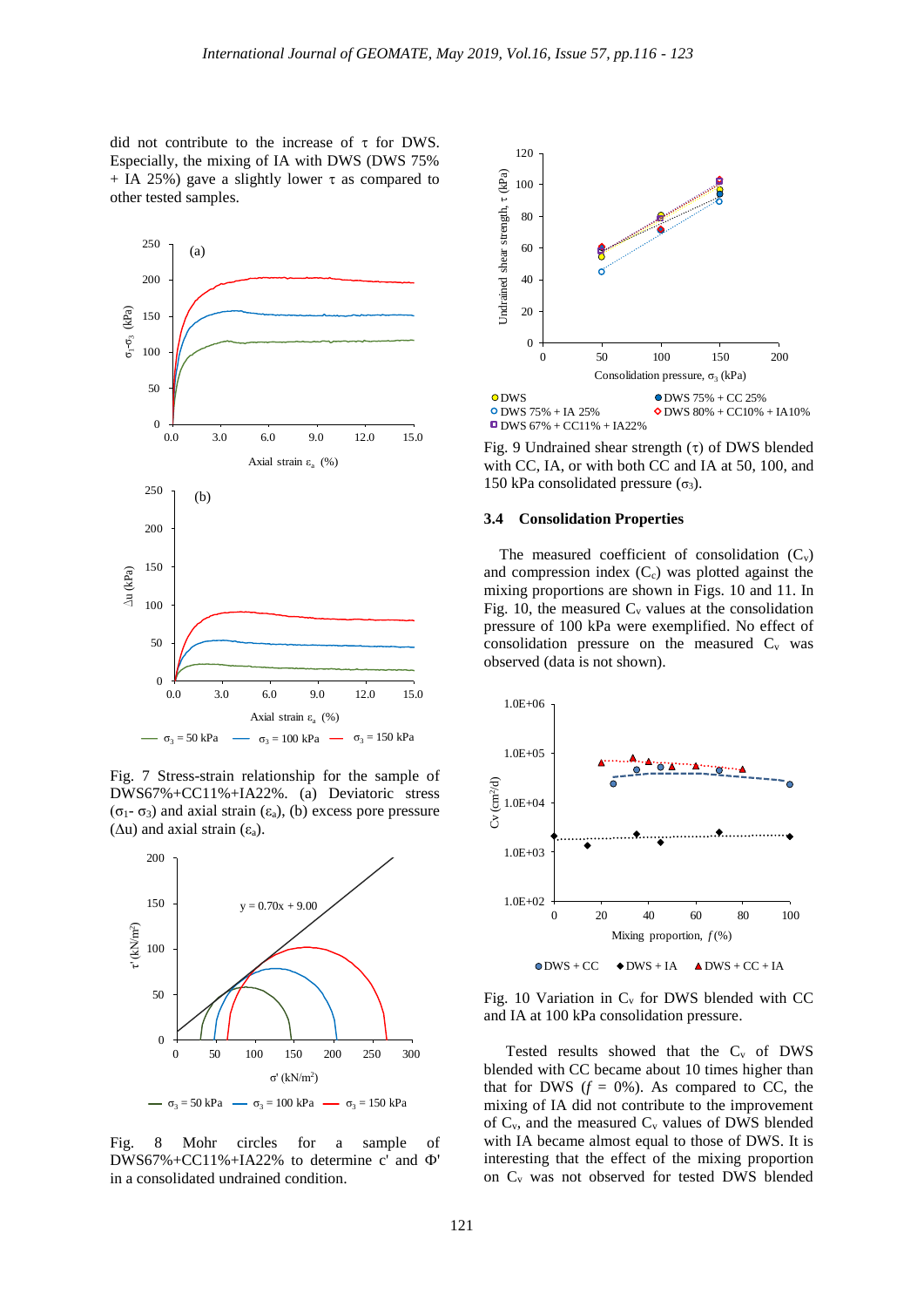did not contribute to the increase of τ for DWS. Especially, the mixing of IA with DWS (DWS 75% + IA 25%) gave a slightly lower τ as compared to other tested samples.

Fig. 7 Stress-strain relationship for the sample of DWS67%+CC11%+IA22%. (a) Deviatoric stress ($\sigma_1$- $\sigma_3$) and axial strain ($\varepsilon_a$), (b) excess pore pressure ($\Delta$u) and axial strain ($\varepsilon_a$).

Fig. 8 Mohr circles for a sample of DWS67%+CC11%+IA22% to determine c' and Φ' in a consolidated undrained condition.

Fig. 9 Undrained shear strength (τ) of DWS blended with CC, IA, or with both CC and IA at 50, 100, and 150 kPa consolidated pressure ($\sigma_3$).

### 3.4 Consolidation Properties

The measured coefficient of consolidation ($C_v$) and compression index ($C_c$) was plotted against the mixing proportions are shown in Figs. 10 and 11. In Fig. 10, the measured $C_v$ values at the consolidation pressure of 100 kPa were exemplified. No effect of consolidation pressure on the measured $C_v$ was observed (data is not shown).

Fig. 10 Variation in $C_v$ for DWS blended with CC and IA at 100 kPa consolidation pressure.

Tested results showed that the $C_v$ of DWS blended with CC became about 10 times higher than that for DWS ($f$ = 0%). As compared to CC, the mixing of IA did not contribute to the improvement of $C_v$, and the measured $C_v$ values of DWS blended with IA became almost equal to those of DWS. It is interesting that the effect of the mixing proportion on $C_v$ was not observed for tested DWS blended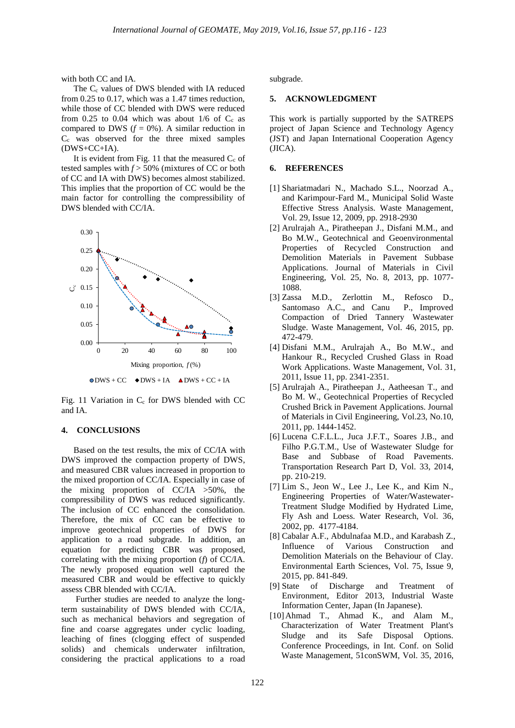with both CC and IA.

The $C_c$ values of DWS blended with IA reduced from 0.25 to 0.17, which was a 1.47 times reduction, while those of CC blended with DWS were reduced from 0.25 to 0.04 which was about 1/6 of $C_c$ as compared to DWS ($f$ = 0%). A similar reduction in $C_c$ was observed for the three mixed samples (DWS+CC+IA).

It is evident from Fig. 11 that the measured $C_c$ of tested samples with $f > 50\%$ (mixtures of CC or both of CC and IA with DWS) becomes almost stabilized. This implies that the proportion of CC would be the main factor for controlling the compressibility of DWS blended with CC/IA.

Fig. 11 Variation in $C_c$ for DWS blended with CC and IA.

## 4. CONCLUSIONS

Based on the test results, the mix of CC/IA with DWS improved the compaction property of DWS, and measured CBR values increased in proportion to the mixed proportion of CC/IA. Especially in case of the mixing proportion of CC/IA >50%, the compressibility of DWS was reduced significantly. The inclusion of CC enhanced the consolidation. Therefore, the mix of CC can be effective to improve geotechnical properties of DWS for application to a road subgrade. In addition, an equation for predicting CBR was proposed, correlating with the mixing proportion ($f$) of CC/IA. The newly proposed equation well captured the measured CBR and would be effective to quickly assess CBR blended with CC/IA.

Further studies are needed to analyze the long-term sustainability of DWS blended with CC/IA, such as mechanical behaviors and segregation of fine and coarse aggregates under cyclic loading, leaching of fines (clogging effect of suspended solids) and chemicals underwater infiltration, considering the practical applications to a road subgrade.

## 5. ACKNOWLEDGMENT

This work is partially supported by the SATREPS project of Japan Science and Technology Agency (JST) and Japan International Cooperation Agency (JICA).

## 6. REFERENCES

[1] Shariatmadari N., Machado S.L., Noorzad A., and Karimpour-Fard M., Municipal Solid Waste Effective Stress Analysis. Waste Management, Vol. 29, Issue 12, 2009, pp. 2918-2930

[2] Arulrajah A., Piratheepan J., Disfani M.M., and Bo M.W., Geotechnical and Geoenvironmental Properties of Recycled Construction and Demolition Materials in Pavement Subbase Applications. Journal of Materials in Civil Engineering, Vol. 25, No. 8, 2013, pp. 1077-1088.

[3] Zassa M.D., Zerlottin M., Refosco D., Santomaso A.C., and Canu P., Improved Compaction of Dried Tannery Wastewater Sludge. Waste Management, Vol. 46, 2015, pp. 472-479.

[4] Disfani M.M., Arulrajah A., Bo M.W., and Hankour R., Recycled Crushed Glass in Road Work Applications. Waste Management, Vol. 31, 2011, Issue 11, pp. 2341-2351.

[5] Arulrajah A., Piratheepan J., Aatheesan T., and Bo M. W., Geotechnical Properties of Recycled Crushed Brick in Pavement Applications. Journal of Materials in Civil Engineering, Vol.23, No.10, 2011, pp. 1444-1452.

[6] Lucena C.F.L.L., Juca J.F.T., Soares J.B., and Filho P.G.T.M., Use of Wastewater Sludge for Base and Subbase of Road Pavements. Transportation Research Part D, Vol. 33, 2014, pp. 210-219.

[7] Lim S., Jeon W., Lee J., Lee K., and Kim N., Engineering Properties of Water/Wastewater-Treatment Sludge Modified by Hydrated Lime, Fly Ash and Loess. Water Research, Vol. 36, 2002, pp. 4177-4184.

[8] Cabalar A.F., Abdulnafaa M.D., and Karabash Z., Influence of Various Construction and Demolition Materials on the Behaviour of Clay. Environmental Earth Sciences, Vol. 75, Issue 9, 2015, pp. 841-849.

[9] State of Discharge and Treatment of Environment, Editor 2013, Industrial Waste Information Center, Japan (In Japanese).

[10] Ahmad T., Ahmad K., and Alam M., Characterization of Water Treatment Plant's Sludge and its Safe Disposal Options. Conference Proceedings, in Int. Conf. on Solid Waste Management, 51conSWM, Vol. 35, 2016,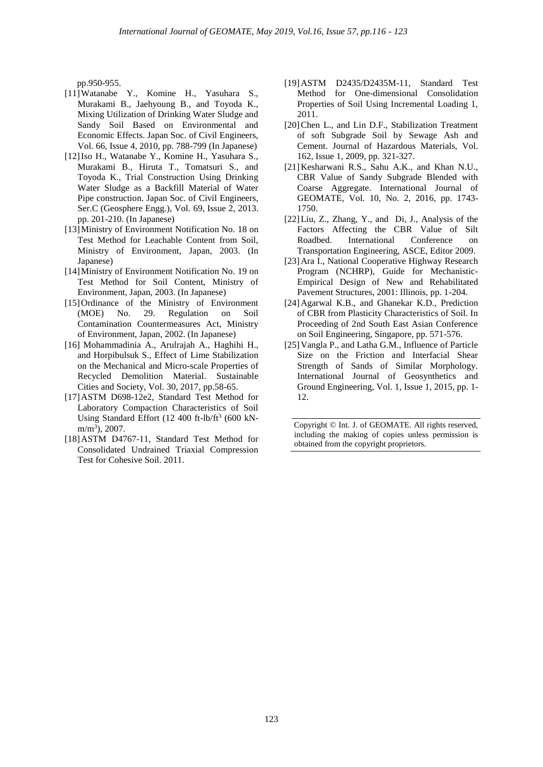pp.950-955.

[11] Watanabe Y., Komine H., Yasuhara S., Murakami B., Jaehyoung B., and Toyoda K., Mixing Utilization of Drinking Water Sludge and Sandy Soil Based on Environmental and Economic Effects. Japan Soc. of Civil Engineers, Vol. 66, Issue 4, 2010, pp. 788-799 (In Japanese)

[12] Iso H., Watanabe Y., Komine H., Yasuhara S., Murakami B., Hiruta T., Tomatsuri S., and Toyoda K., Trial Construction Using Drinking Water Sludge as a Backfill Material of Water Pipe construction. Japan Soc. of Civil Engineers, Ser.C (Geosphere Engg.), Vol. 69, Issue 2, 2013. pp. 201-210. (In Japanese)

[13] Ministry of Environment Notification No. 18 on Test Method for Leachable Content from Soil, Ministry of Environment, Japan, 2003. (In Japanese)

[14] Ministry of Environment Notification No. 19 on Test Method for Soil Content, Ministry of Environment, Japan, 2003. (In Japanese)

[15] Ordinance of the Ministry of Environment (MOE) No. 29. Regulation on Soil Contamination Countermeasures Act, Ministry of Environment, Japan, 2002. (In Japanese)

[16] Mohammadinia A., Arulrajah A., Haghihi H., and Horpibulsuk S., Effect of Lime Stabilization on the Mechanical and Micro-scale Properties of Recycled Demolition Material. Sustainable Cities and Society, Vol. 30, 2017, pp.58-65.

[17] ASTM D698-12e2, Standard Test Method for Laboratory Compaction Characteristics of Soil Using Standard Effort (12 400 ft-lb/ft$^3$ (600 kN-m/m$^3$), 2007.

[18] ASTM D4767-11, Standard Test Method for Consolidated Undrained Triaxial Compression Test for Cohesive Soil. 2011.

[19] ASTM D2435/D2435M-11, Standard Test Method for One-dimensional Consolidation Properties of Soil Using Incremental Loading 1, 2011.

[20] Chen L., and Lin D.F., Stabilization Treatment of soft Subgrade Soil by Sewage Ash and Cement. Journal of Hazardous Materials, Vol. 162, Issue 1, 2009, pp. 321-327.

[21] Kesharwani R.S., Sahu A.K., and Khan N.U., CBR Value of Sandy Subgrade Blended with Coarse Aggregate. International Journal of GEOMATE, Vol. 10, No. 2, 2016, pp. 1743-1750.

[22] Liu, Z., Zhang, Y., and Di, J., Analysis of the Factors Affecting the CBR Value of Silt Roadbed. International Conference on Transportation Engineering, ASCE, Editor 2009.

[23] Ara I., National Cooperative Highway Research Program (NCHRP), Guide for Mechanistic-Empirical Design of New and Rehabilitated Pavement Structures, 2001: Illinois, pp. 1-204.

[24] Agarwal K.B., and Ghanekar K.D., Prediction of CBR from Plasticity Characteristics of Soil. In Proceeding of 2nd South East Asian Conference on Soil Engineering, Singapore, pp. 571-576.

[25] Vangla P., and Latha G.M., Influence of Particle Size on the Friction and Interfacial Shear Strength of Sands of Similar Morphology. International Journal of Geosynthetics and Ground Engineering, Vol. 1, Issue 1, 2015, pp. 1-12.

---

Copyright © Int. J. of GEOMATE. All rights reserved, including the making of copies unless permission is obtained from the copyright proprietors.